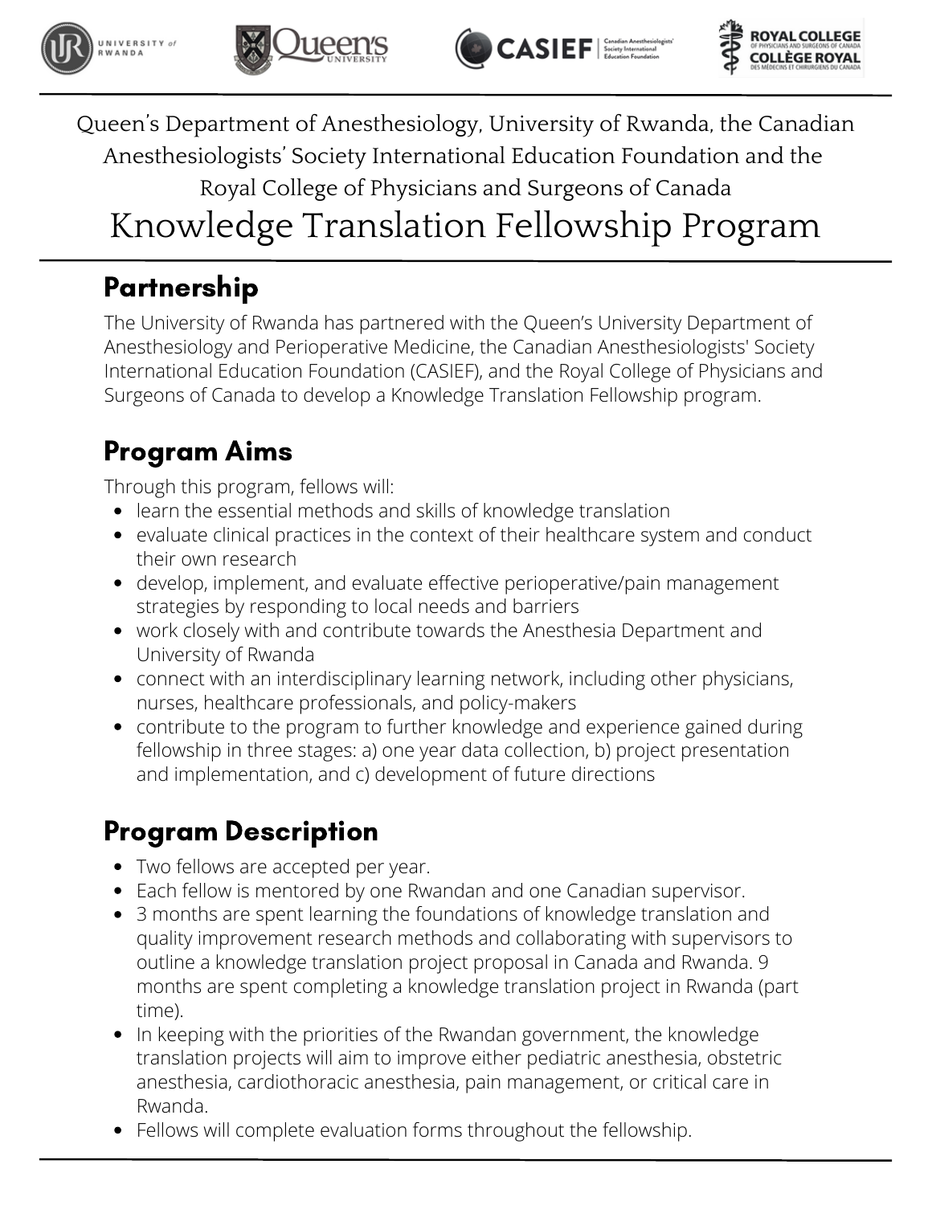Queen's Department of Anesthesiology, University of Rwanda, the Canadian Anesthesiologists' Society International Education Foundation and the Royal College of Physicians and Surgeons of Canada

# Knowledge Translation Fellowship Program

## Partnership

The University of Rwanda has partnered with the Queen's University Department of Anesthesiology and Perioperative Medicine, the Canadian Anesthesiologists' Society International Education Foundation (CASIEF), and the Royal College of Physicians and Surgeons of Canada to develop a Knowledge Translation Fellowship program.

## Program Aims

Through this program, fellows will:

- learn the essential methods and skills of knowledge translation
- evaluate clinical practices in the context of their healthcare system and conduct their own research
- develop, implement, and evaluate effective perioperative/pain management strategies by responding to local needs and barriers
- work closely with and contribute towards the Anesthesia Department and University of Rwanda
- connect with an interdisciplinary learning network, including other physicians, nurses, healthcare professionals, and policy-makers
- contribute to the program to further knowledge and experience gained during fellowship in three stages: a) one year data collection, b) project presentation and implementation, and c) development of future directions

## Program Description

- Two fellows are accepted per year.
- Each fellow is mentored by one Rwandan and one Canadian supervisor.
- 3 months are spent learning the foundations of knowledge translation and quality improvement research methods and collaborating with supervisors to outline a knowledge translation project proposal in Canada and Rwanda. 9 months are spent completing a knowledge translation project in Rwanda (part time).
- In keeping with the priorities of the Rwandan government, the knowledge translation projects will aim to improve either pediatric anesthesia, obstetric anesthesia, cardiothoracic anesthesia, pain management, or critical care in Rwanda.
- Fellows will complete evaluation forms throughout the fellowship.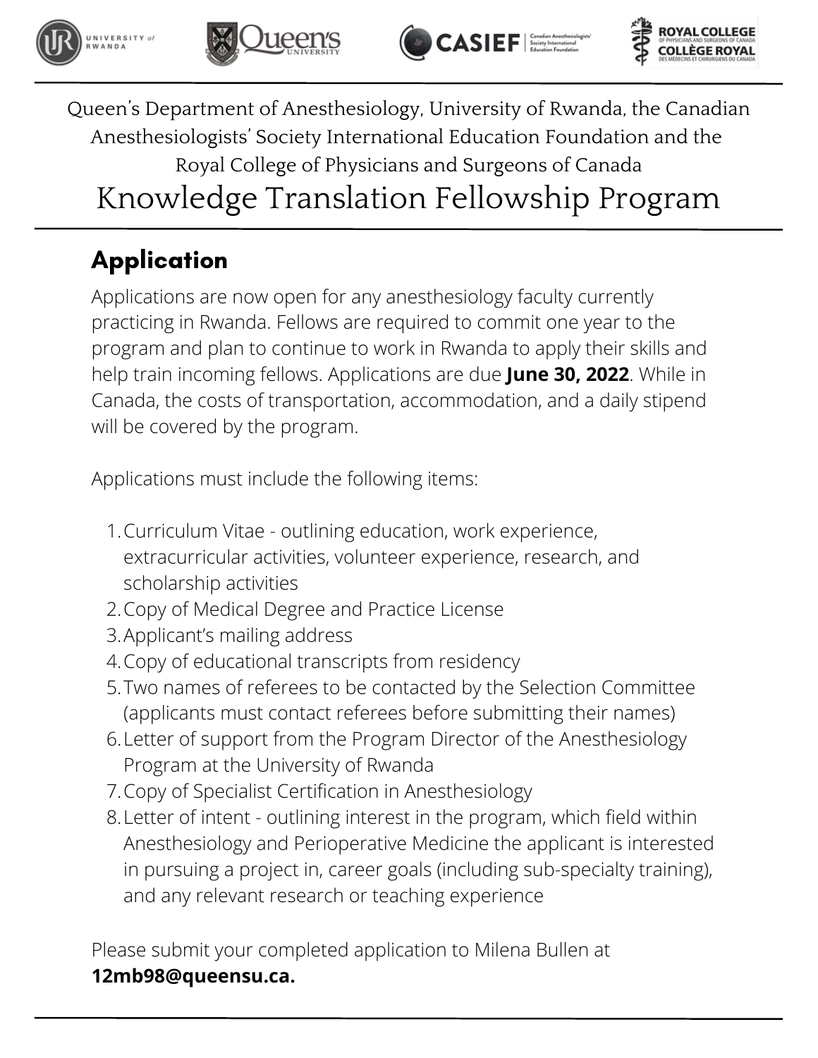Queen's Department of Anesthesiology, University of Rwanda, the Canadian Anesthesiologists' Society International Education Foundation and the Royal College of Physicians and Surgeons of Canada

# Knowledge Translation Fellowship Program

## Application

Applications are now open for any anesthesiology faculty currently practicing in Rwanda. Fellows are required to commit one year to the program and plan to continue to work in Rwanda to apply their skills and help train incoming fellows. Applications are due **June 30, 2022**. While in Canada, the costs of transportation, accommodation, and a daily stipend will be covered by the program.

Applications must include the following items:

1. Curriculum Vitae - outlining education, work experience, extracurricular activities, volunteer experience, research, and scholarship activities
2. Copy of Medical Degree and Practice License
3. Applicant's mailing address
4. Copy of educational transcripts from residency
5. Two names of referees to be contacted by the Selection Committee (applicants must contact referees before submitting their names)
6. Letter of support from the Program Director of the Anesthesiology Program at the University of Rwanda
7. Copy of Specialist Certification in Anesthesiology
8. Letter of intent - outlining interest in the program, which field within Anesthesiology and Perioperative Medicine the applicant is interested in pursuing a project in, career goals (including sub-specialty training), and any relevant research or teaching experience

Please submit your completed application to Milena Bullen at **12mb98@queensu.ca.**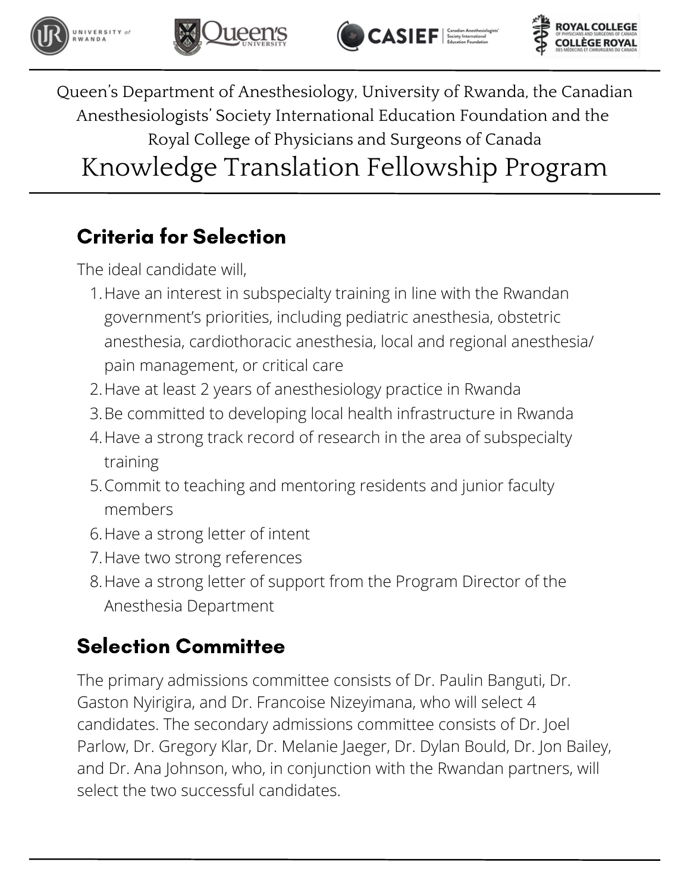Queen's Department of Anesthesiology, University of Rwanda, the Canadian Anesthesiologists' Society International Education Foundation and the Royal College of Physicians and Surgeons of Canada

# Knowledge Translation Fellowship Program

## Criteria for Selection

The ideal candidate will,

1. Have an interest in subspecialty training in line with the Rwandan government's priorities, including pediatric anesthesia, obstetric anesthesia, cardiothoracic anesthesia, local and regional anesthesia/ pain management, or critical care
2. Have at least 2 years of anesthesiology practice in Rwanda
3. Be committed to developing local health infrastructure in Rwanda
4. Have a strong track record of research in the area of subspecialty training
5. Commit to teaching and mentoring residents and junior faculty members
6. Have a strong letter of intent
7. Have two strong references
8. Have a strong letter of support from the Program Director of the Anesthesia Department

## Selection Committee

The primary admissions committee consists of Dr. Paulin Banguti, Dr. Gaston Nyirigira, and Dr. Francoise Nizeyimana, who will select 4 candidates. The secondary admissions committee consists of Dr. Joel Parlow, Dr. Gregory Klar, Dr. Melanie Jaeger, Dr. Dylan Bould, Dr. Jon Bailey, and Dr. Ana Johnson, who, in conjunction with the Rwandan partners, will select the two successful candidates.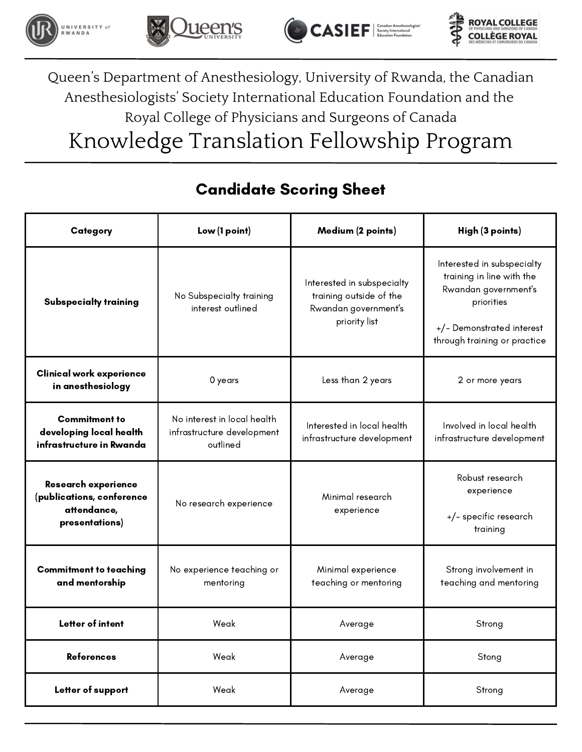Queen's Department of Anesthesiology, University of Rwanda, the Canadian Anesthesiologists' Society International Education Foundation and the Royal College of Physicians and Surgeons of Canada

# Knowledge Translation Fellowship Program

## Candidate Scoring Sheet

| Category | Low (1 point) | Medium (2 points) | High (3 points) |
|---|---|---|---|
| **Subspecialty training** | No Subspecialty training interest outlined | Interested in subspecialty training outside of the Rwandan government's priority list | Interested in subspecialty training in line with the Rwandan government's priorities<br><br>+/- Demonstrated interest through training or practice |
| **Clinical work experience in anesthesiology** | 0 years | Less than 2 years | 2 or more years |
| **Commitment to developing local health infrastructure in Rwanda** | No interest in local health infrastructure development outlined | Interested in local health infrastructure development | Involved in local health infrastructure development |
| **Research experience (publications, conference attendance, presentations)** | No research experience | Minimal research experience | Robust research experience<br><br>+/- specific research training |
| **Commitment to teaching and mentorship** | No experience teaching or mentoring | Minimal experience teaching or mentoring | Strong involvement in teaching and mentoring |
| **Letter of intent** | Weak | Average | Strong |
| **References** | Weak | Average | Stong |
| **Letter of support** | Weak | Average | Strong |